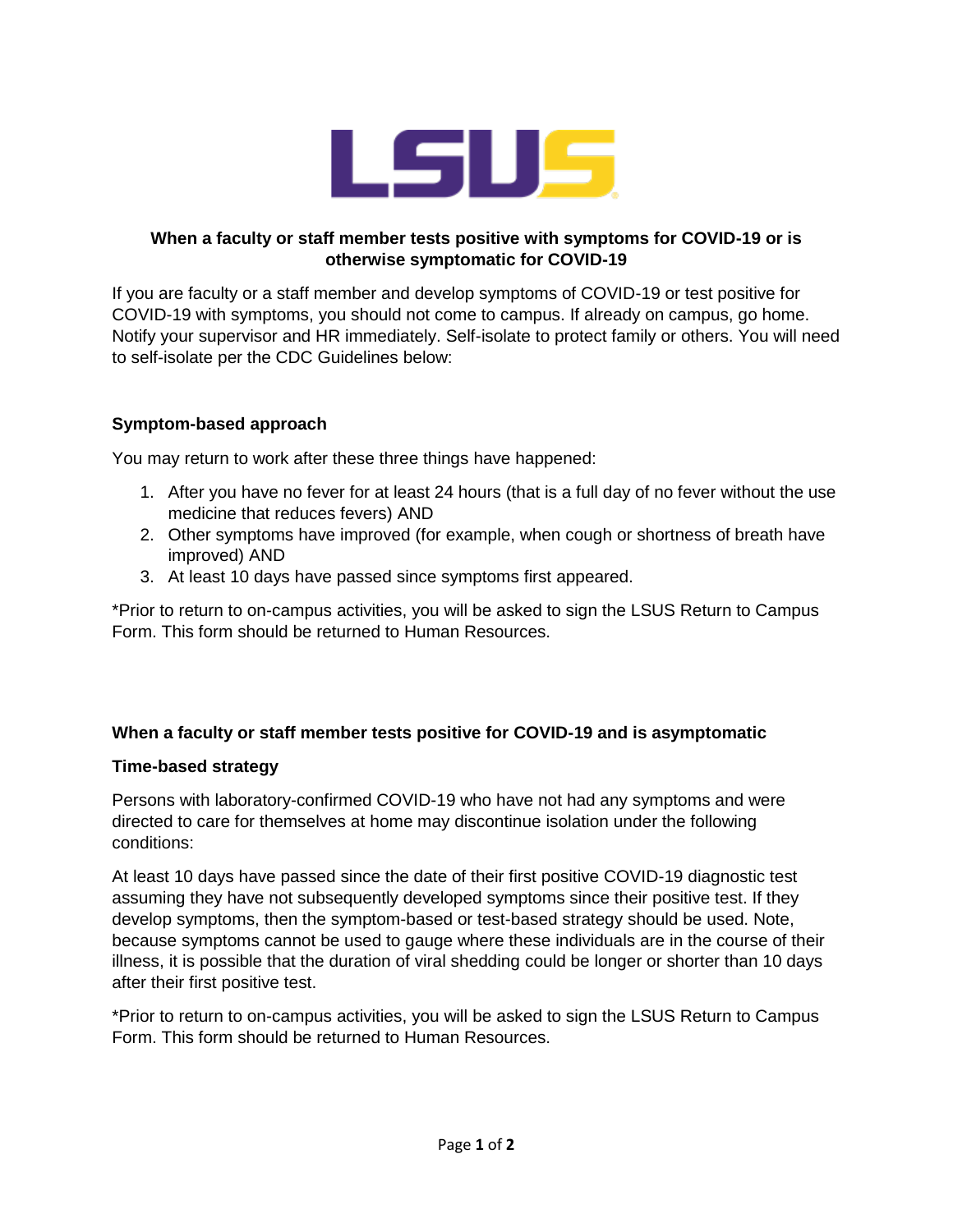**When a faculty or staff member tests positive with symptoms for COVID-19 or is otherwise symptomatic for COVID-19**

If you are faculty or a staff member and develop symptoms of COVID-19 or test positive for COVID-19 with symptoms, you should not come to campus. If already on campus, go home. Notify your supervisor and HR immediately. Self-isolate to protect family or others. You will need to self-isolate per the CDC Guidelines below:

### Symptom-based approach

You may return to work after these three things have happened:

1. After you have no fever for at least 24 hours (that is a full day of no fever without the use medicine that reduces fevers) AND
2. Other symptoms have improved (for example, when cough or shortness of breath have improved) AND
3. At least 10 days have passed since symptoms first appeared.

*Prior to return to on-campus activities, you will be asked to sign the LSUS Return to Campus Form. This form should be returned to Human Resources.

**When a faculty or staff member tests positive for COVID-19 and is asymptomatic**

### Time-based strategy

Persons with laboratory-confirmed COVID-19 who have not had any symptoms and were directed to care for themselves at home may discontinue isolation under the following conditions:

At least 10 days have passed since the date of their first positive COVID-19 diagnostic test assuming they have not subsequently developed symptoms since their positive test. If they develop symptoms, then the symptom-based or test-based strategy should be used. Note, because symptoms cannot be used to gauge where these individuals are in the course of their illness, it is possible that the duration of viral shedding could be longer or shorter than 10 days after their first positive test.

*Prior to return to on-campus activities, you will be asked to sign the LSUS Return to Campus Form. This form should be returned to Human Resources.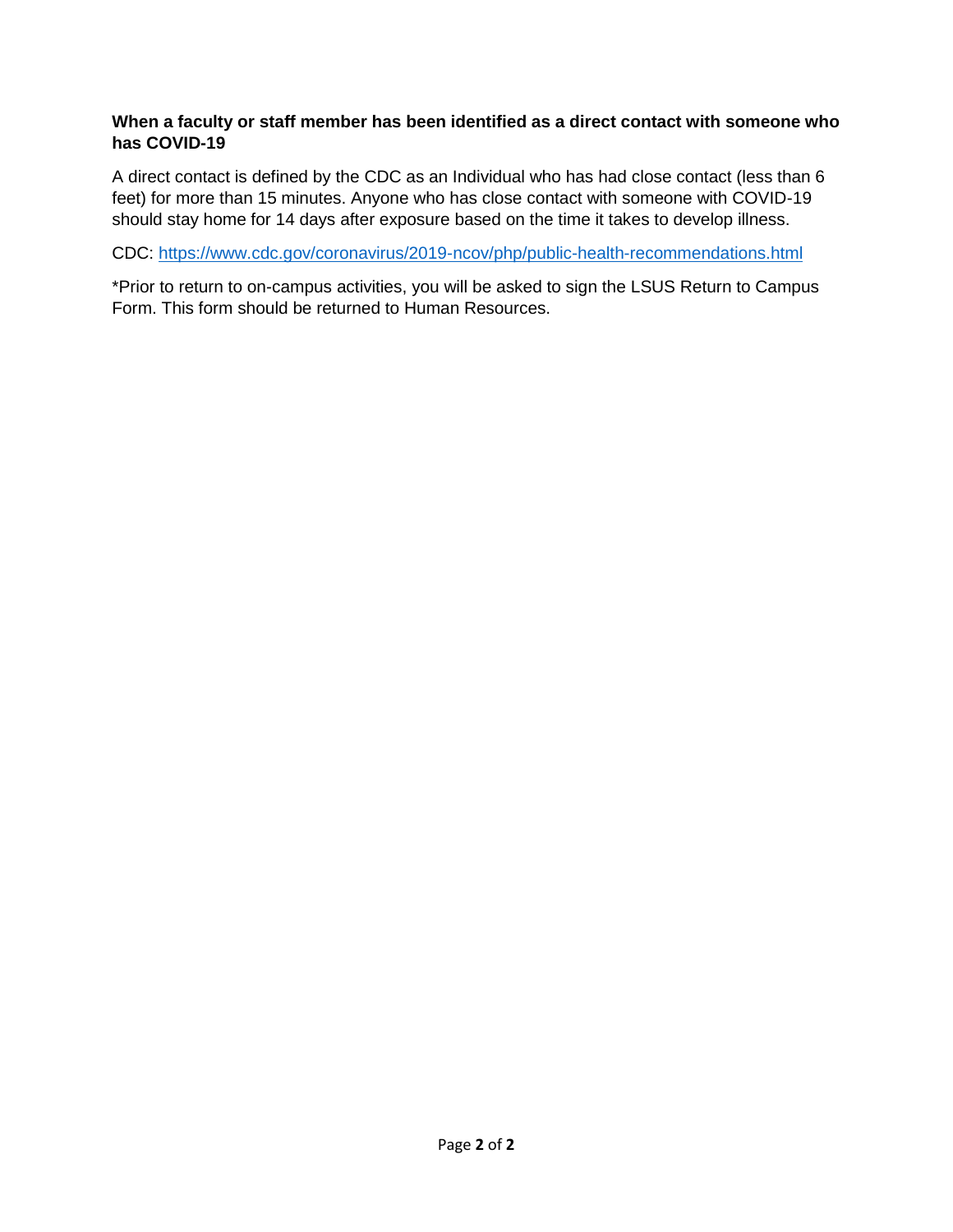**When a faculty or staff member has been identified as a direct contact with someone who has COVID-19**

A direct contact is defined by the CDC as an Individual who has had close contact (less than 6 feet) for more than 15 minutes. Anyone who has close contact with someone with COVID-19 should stay home for 14 days after exposure based on the time it takes to develop illness.

CDC: [https://www.cdc.gov/coronavirus/2019-ncov/php/public-health-recommendations.html](https://www.cdc.gov/coronavirus/2019-ncov/php/public-health-recommendations.html)

*Prior to return to on-campus activities, you will be asked to sign the LSUS Return to Campus Form. This form should be returned to Human Resources.